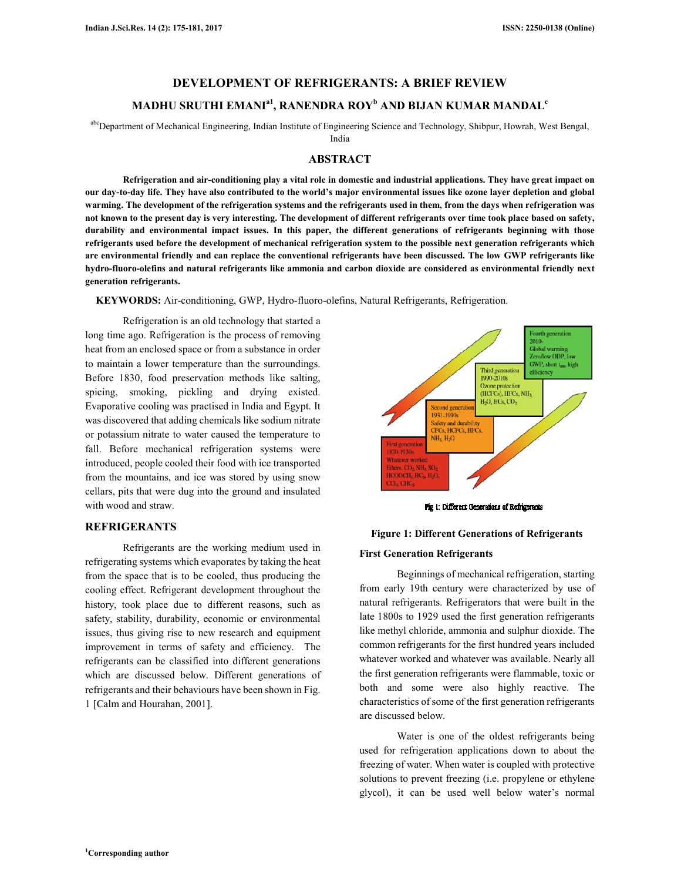# DEVELOPMENT OF REFRIGERANTS: A BRIEF REVIEW

## MADHU SRUTHI EMANI[a1], RANENDRA ROY[b] AND BIJAN KUMAR MANDAL[c]

[abc]Department of Mechanical Engineering, Indian Institute of Engineering Science and Technology, Shibpur, Howrah, West Bengal, India

## ABSTRACT

**Refrigeration and air-conditioning play a vital role in domestic and industrial applications. They have great impact on our day-to-day life. They have also contributed to the world's major environmental issues like ozone layer depletion and global warming. The development of the refrigeration systems and the refrigerants used in them, from the days when refrigeration was not known to the present day is very interesting. The development of different refrigerants over time took place based on safety, durability and environmental impact issues. In this paper, the different generations of refrigerants beginning with those refrigerants used before the development of mechanical refrigeration system to the possible next generation refrigerants which are environmental friendly and can replace the conventional refrigerants have been discussed. The low GWP refrigerants like hydro-fluoro-olefins and natural refrigerants like ammonia and carbon dioxide are considered as environmental friendly next generation refrigerants.**

**KEYWORDS:** Air-conditioning, GWP, Hydro-fluoro-olefins, Natural Refrigerants, Refrigeration.

Refrigeration is an old technology that started a long time ago. Refrigeration is the process of removing heat from an enclosed space or from a substance in order to maintain a lower temperature than the surroundings. Before 1830, food preservation methods like salting, spicing, smoking, pickling and drying existed. Evaporative cooling was practised in India and Egypt. It was discovered that adding chemicals like sodium nitrate or potassium nitrate to water caused the temperature to fall. Before mechanical refrigeration systems were introduced, people cooled their food with ice transported from the mountains, and ice was stored by using snow cellars, pits that were dug into the ground and insulated with wood and straw.

## REFRIGERANTS

Refrigerants are the working medium used in refrigerating systems which evaporates by taking the heat from the space that is to be cooled, thus producing the cooling effect. Refrigerant development throughout the history, took place due to different reasons, such as safety, stability, durability, economic or environmental issues, thus giving rise to new research and equipment improvement in terms of safety and efficiency. The refrigerants can be classified into different generations which are discussed below. Different generations of refrigerants and their behaviours have been shown in Fig. 1 [Calm and Hourahan, 2001].

First generation 1830-1930s Whatever worked Ethers, $CO_2$, $NH_3$, $SO_2$, $HCOOCH_3$, HCs, $H_2O$, $CCl_4$, $CHC_3$

Second generation 1931-1990s Safety and durability CFCs, HCFCs, HFCs, $NH_3$, $H_2O$

Third generation 1990-2010s Ozone protection (HCFCs), HFCs, $NH_3$, $H_2O$, HCs, $CO_2$

Fourth generation 2010- Global warming Zero/low ODP, low GWP, short $t_{atm}$, high efficiency

Fig 1: Different Generations of Refrigerants

**Figure 1: Different Generations of Refrigerants**

### First Generation Refrigerants

Beginnings of mechanical refrigeration, starting from early 19th century were characterized by use of natural refrigerants. Refrigerators that were built in the late 1800s to 1929 used the first generation refrigerants like methyl chloride, ammonia and sulphur dioxide. The common refrigerants for the first hundred years included whatever worked and whatever was available. Nearly all the first generation refrigerants were flammable, toxic or both and some were also highly reactive. The characteristics of some of the first generation refrigerants are discussed below.

Water is one of the oldest refrigerants being used for refrigeration applications down to about the freezing of water. When water is coupled with protective solutions to prevent freezing (i.e. propylene or ethylene glycol), it can be used well below water's normal

[1]Corresponding author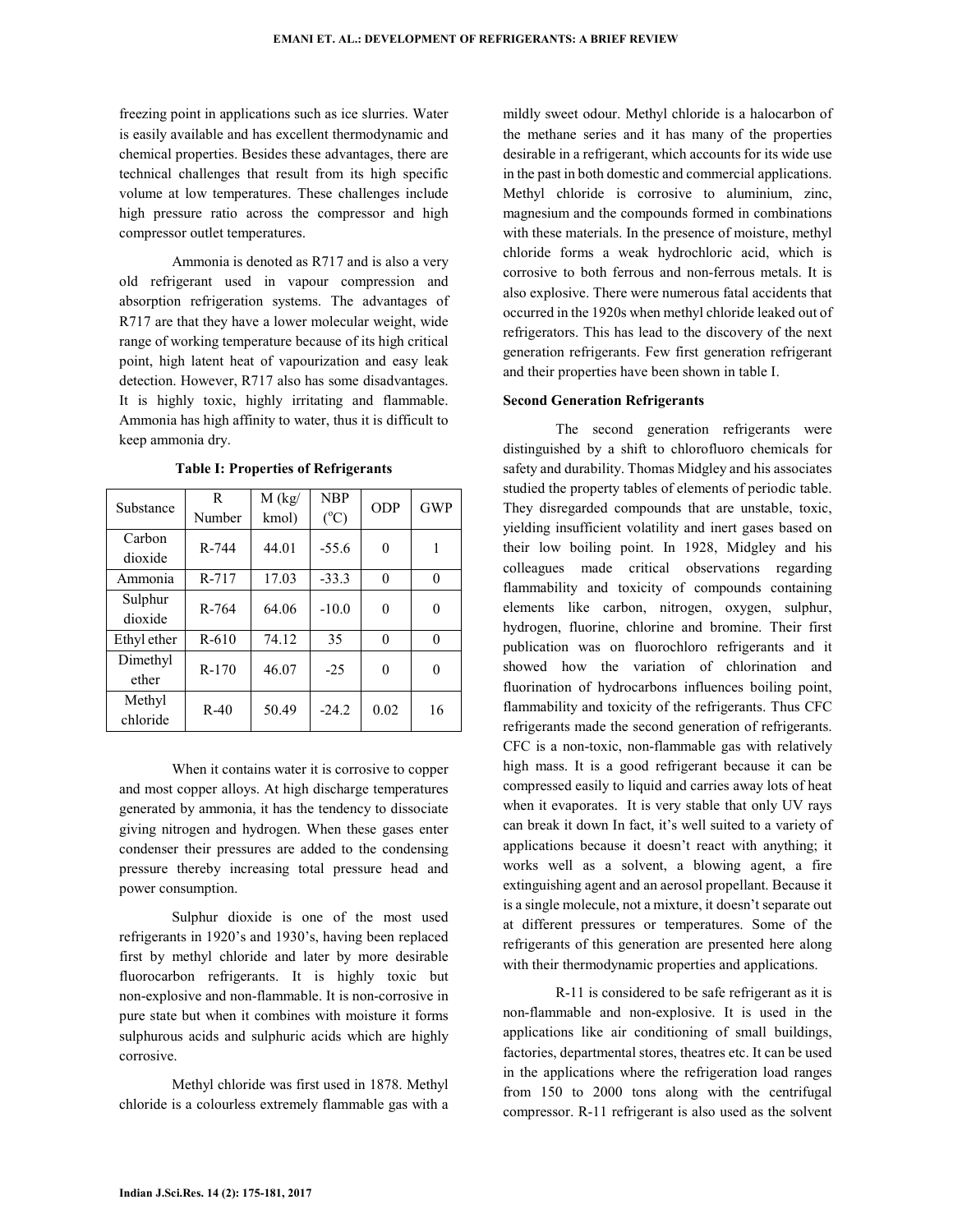freezing point in applications such as ice slurries. Water is easily available and has excellent thermodynamic and chemical properties. Besides these advantages, there are technical challenges that result from its high specific volume at low temperatures. These challenges include high pressure ratio across the compressor and high compressor outlet temperatures.

Ammonia is denoted as R717 and is also a very old refrigerant used in vapour compression and absorption refrigeration systems. The advantages of R717 are that they have a lower molecular weight, wide range of working temperature because of its high critical point, high latent heat of vapourization and easy leak detection. However, R717 also has some disadvantages. It is highly toxic, highly irritating and flammable. Ammonia has high affinity to water, thus it is difficult to keep ammonia dry.

**Table I: Properties of Refrigerants**

| Substance | R Number | M (kg/ kmol) | NBP ($^{o}$C) | ODP | GWP |
|---|---|---|---|---|---|
| Carbon dioxide | R-744 | 44.01 | -55.6 | 0 | 1 |
| Ammonia | R-717 | 17.03 | -33.3 | 0 | 0 |
| Sulphur dioxide | R-764 | 64.06 | -10.0 | 0 | 0 |
| Ethyl ether | R-610 | 74.12 | 35 | 0 | 0 |
| Dimethyl ether | R-170 | 46.07 | -25 | 0 | 0 |
| Methyl chloride | R-40 | 50.49 | -24.2 | 0.02 | 16 |

When it contains water it is corrosive to copper and most copper alloys. At high discharge temperatures generated by ammonia, it has the tendency to dissociate giving nitrogen and hydrogen. When these gases enter condenser their pressures are added to the condensing pressure thereby increasing total pressure head and power consumption.

Sulphur dioxide is one of the most used refrigerants in 1920's and 1930's, having been replaced first by methyl chloride and later by more desirable fluorocarbon refrigerants. It is highly toxic but non-explosive and non-flammable. It is non-corrosive in pure state but when it combines with moisture it forms sulphurous acids and sulphuric acids which are highly corrosive.

Methyl chloride was first used in 1878. Methyl chloride is a colourless extremely flammable gas with a mildly sweet odour. Methyl chloride is a halocarbon of the methane series and it has many of the properties desirable in a refrigerant, which accounts for its wide use in the past in both domestic and commercial applications. Methyl chloride is corrosive to aluminium, zinc, magnesium and the compounds formed in combinations with these materials. In the presence of moisture, methyl chloride forms a weak hydrochloric acid, which is corrosive to both ferrous and non-ferrous metals. It is also explosive. There were numerous fatal accidents that occurred in the 1920s when methyl chloride leaked out of refrigerators. This has lead to the discovery of the next generation refrigerants. Few first generation refrigerant and their properties have been shown in table I.

**Second Generation Refrigerants**

The second generation refrigerants were distinguished by a shift to chlorofluoro chemicals for safety and durability. Thomas Midgley and his associates studied the property tables of elements of periodic table. They disregarded compounds that are unstable, toxic, yielding insufficient volatility and inert gases based on their low boiling point. In 1928, Midgley and his colleagues made critical observations regarding flammability and toxicity of compounds containing elements like carbon, nitrogen, oxygen, sulphur, hydrogen, fluorine, chlorine and bromine. Their first publication was on fluorochloro refrigerants and it showed how the variation of chlorination and fluorination of hydrocarbons influences boiling point, flammability and toxicity of the refrigerants. Thus CFC refrigerants made the second generation of refrigerants. CFC is a non-toxic, non-flammable gas with relatively high mass. It is a good refrigerant because it can be compressed easily to liquid and carries away lots of heat when it evaporates. It is very stable that only UV rays can break it down In fact, it's well suited to a variety of applications because it doesn't react with anything; it works well as a solvent, a blowing agent, a fire extinguishing agent and an aerosol propellant. Because it is a single molecule, not a mixture, it doesn't separate out at different pressures or temperatures. Some of the refrigerants of this generation are presented here along with their thermodynamic properties and applications.

R-11 is considered to be safe refrigerant as it is non-flammable and non-explosive. It is used in the applications like air conditioning of small buildings, factories, departmental stores, theatres etc. It can be used in the applications where the refrigeration load ranges from 150 to 2000 tons along with the centrifugal compressor. R-11 refrigerant is also used as the solvent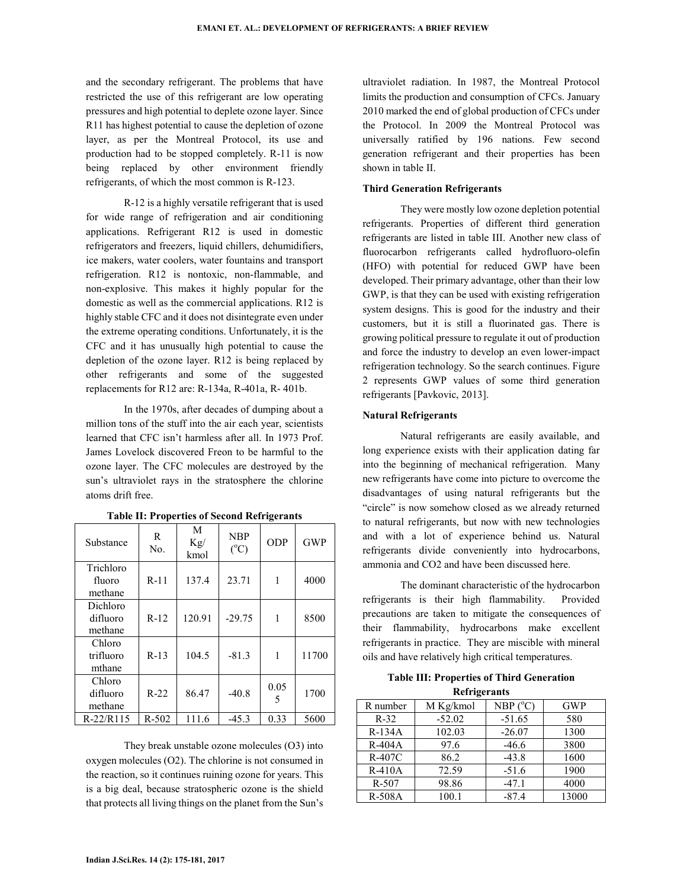and the secondary refrigerant. The problems that have restricted the use of this refrigerant are low operating pressures and high potential to deplete ozone layer. Since R11 has highest potential to cause the depletion of ozone layer, as per the Montreal Protocol, its use and production had to be stopped completely. R-11 is now being replaced by other environment friendly refrigerants, of which the most common is R-123.

R-12 is a highly versatile refrigerant that is used for wide range of refrigeration and air conditioning applications. Refrigerant R12 is used in domestic refrigerators and freezers, liquid chillers, dehumidifiers, ice makers, water coolers, water fountains and transport refrigeration. R12 is nontoxic, non-flammable, and non-explosive. This makes it highly popular for the domestic as well as the commercial applications. R12 is highly stable CFC and it does not disintegrate even under the extreme operating conditions. Unfortunately, it is the CFC and it has unusually high potential to cause the depletion of the ozone layer. R12 is being replaced by other refrigerants and some of the suggested replacements for R12 are: R-134a, R-401a, R- 401b.

In the 1970s, after decades of dumping about a million tons of the stuff into the air each year, scientists learned that CFC isn't harmless after all. In 1973 Prof. James Lovelock discovered Freon to be harmful to the ozone layer. The CFC molecules are destroyed by the sun's ultraviolet rays in the stratosphere the chlorine atoms drift free.

**Table II: Properties of Second Refrigerants**

| Substance | R No. | M Kg/ kmol | NBP ($^{o}$C) | ODP | GWP |
|---|---|---|---|---|---|
| Trichloro fluoro methane | R-11 | 137.4 | 23.71 | 1 | 4000 |
| Dichloro difluoro methane | R-12 | 120.91 | -29.75 | 1 | 8500 |
| Chloro trifluoro mthane | R-13 | 104.5 | -81.3 | 1 | 11700 |
| Chloro difluoro methane | R-22 | 86.47 | -40.8 | 0.055 | 1700 |
| R-22/R115 | R-502 | 111.6 | -45.3 | 0.33 | 5600 |

They break unstable ozone molecules (O3) into oxygen molecules (O2). The chlorine is not consumed in the reaction, so it continues ruining ozone for years. This is a big deal, because stratospheric ozone is the shield that protects all living things on the planet from the Sun's ultraviolet radiation. In 1987, the Montreal Protocol limits the production and consumption of CFCs. January 2010 marked the end of global production of CFCs under the Protocol. In 2009 the Montreal Protocol was universally ratified by 196 nations. Few second generation refrigerant and their properties has been shown in table II.

**Third Generation Refrigerants**

They were mostly low ozone depletion potential refrigerants. Properties of different third generation refrigerants are listed in table III. Another new class of fluorocarbon refrigerants called hydrofluoro-olefin (HFO) with potential for reduced GWP have been developed. Their primary advantage, other than their low GWP, is that they can be used with existing refrigeration system designs. This is good for the industry and their customers, but it is still a fluorinated gas. There is growing political pressure to regulate it out of production and force the industry to develop an even lower-impact refrigeration technology. So the search continues. Figure 2 represents GWP values of some third generation refrigerants [Pavkovic, 2013].

**Natural Refrigerants**

Natural refrigerants are easily available, and long experience exists with their application dating far into the beginning of mechanical refrigeration. Many new refrigerants have come into picture to overcome the disadvantages of using natural refrigerants but the "circle" is now somehow closed as we already returned to natural refrigerants, but now with new technologies and with a lot of experience behind us. Natural refrigerants divide conveniently into hydrocarbons, ammonia and CO2 and have been discussed here.

The dominant characteristic of the hydrocarbon refrigerants is their high flammability. Provided precautions are taken to mitigate the consequences of their flammability, hydrocarbons make excellent refrigerants in practice. They are miscible with mineral oils and have relatively high critical temperatures.

**Table III: Properties of Third Generation Refrigerants**

| R number | M Kg/kmol | NBP ($^{o}$C) | GWP |
|---|---|---|---|
| R-32 | -52.02 | -51.65 | 580 |
| R-134A | 102.03 | -26.07 | 1300 |
| R-404A | 97.6 | -46.6 | 3800 |
| R-407C | 86.2 | -43.8 | 1600 |
| R-410A | 72.59 | -51.6 | 1900 |
| R-507 | 98.86 | -47.1 | 4000 |
| R-508A | 100.1 | -87.4 | 13000 |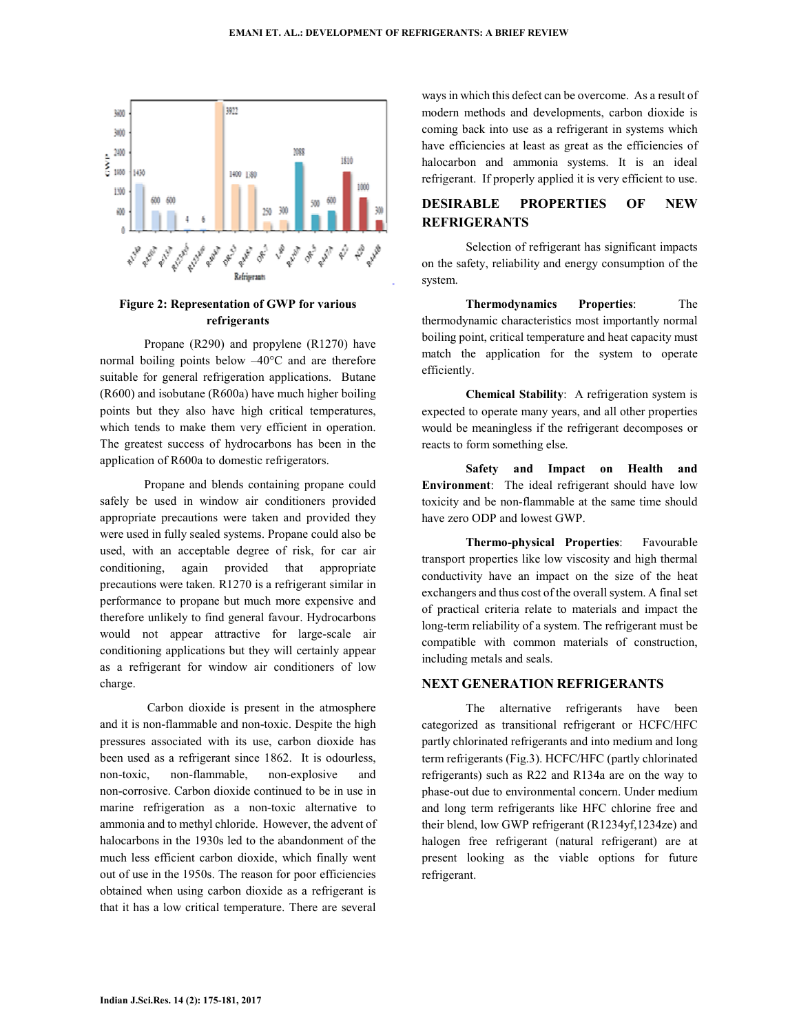Figure 2: Representation of GWP for various refrigerants

Propane (R290) and propylene (R1270) have normal boiling points below –40°C and are therefore suitable for general refrigeration applications. Butane (R600) and isobutane (R600a) have much higher boiling points but they also have high critical temperatures, which tends to make them very efficient in operation. The greatest success of hydrocarbons has been in the application of R600a to domestic refrigerators.

Propane and blends containing propane could safely be used in window air conditioners provided appropriate precautions were taken and provided they were used in fully sealed systems. Propane could also be used, with an acceptable degree of risk, for car air conditioning, again provided that appropriate precautions were taken. R1270 is a refrigerant similar in performance to propane but much more expensive and therefore unlikely to find general favour. Hydrocarbons would not appear attractive for large-scale air conditioning applications but they will certainly appear as a refrigerant for window air conditioners of low charge.

Carbon dioxide is present in the atmosphere and it is non-flammable and non-toxic. Despite the high pressures associated with its use, carbon dioxide has been used as a refrigerant since 1862. It is odourless, non-toxic, non-flammable, non-explosive and non-corrosive. Carbon dioxide continued to be in use in marine refrigeration as a non-toxic alternative to ammonia and to methyl chloride. However, the advent of halocarbons in the 1930s led to the abandonment of the much less efficient carbon dioxide, which finally went out of use in the 1950s. The reason for poor efficiencies obtained when using carbon dioxide as a refrigerant is that it has a low critical temperature. There are several ways in which this defect can be overcome. As a result of modern methods and developments, carbon dioxide is coming back into use as a refrigerant in systems which have efficiencies at least as great as the efficiencies of halocarbon and ammonia systems. It is an ideal refrigerant. If properly applied it is very efficient to use.

## DESIRABLE PROPERTIES OF NEW REFRIGERANTS

Selection of refrigerant has significant impacts on the safety, reliability and energy consumption of the system.

**Thermodynamics Properties**: The thermodynamic characteristics most importantly normal boiling point, critical temperature and heat capacity must match the application for the system to operate efficiently.

**Chemical Stability**: A refrigeration system is expected to operate many years, and all other properties would be meaningless if the refrigerant decomposes or reacts to form something else.

**Safety and Impact on Health and Environment**: The ideal refrigerant should have low toxicity and be non-flammable at the same time should have zero ODP and lowest GWP.

**Thermo-physical Properties**: Favourable transport properties like low viscosity and high thermal conductivity have an impact on the size of the heat exchangers and thus cost of the overall system. A final set of practical criteria relate to materials and impact the long-term reliability of a system. The refrigerant must be compatible with common materials of construction, including metals and seals.

## NEXT GENERATION REFRIGERANTS

The alternative refrigerants have been categorized as transitional refrigerant or HCFC/HFC partly chlorinated refrigerants and into medium and long term refrigerants (Fig.3). HCFC/HFC (partly chlorinated refrigerants) such as R22 and R134a are on the way to phase-out due to environmental concern. Under medium and long term refrigerants like HFC chlorine free and their blend, low GWP refrigerant (R1234yf,1234ze) and halogen free refrigerant (natural refrigerant) are at present looking as the viable options for future refrigerant.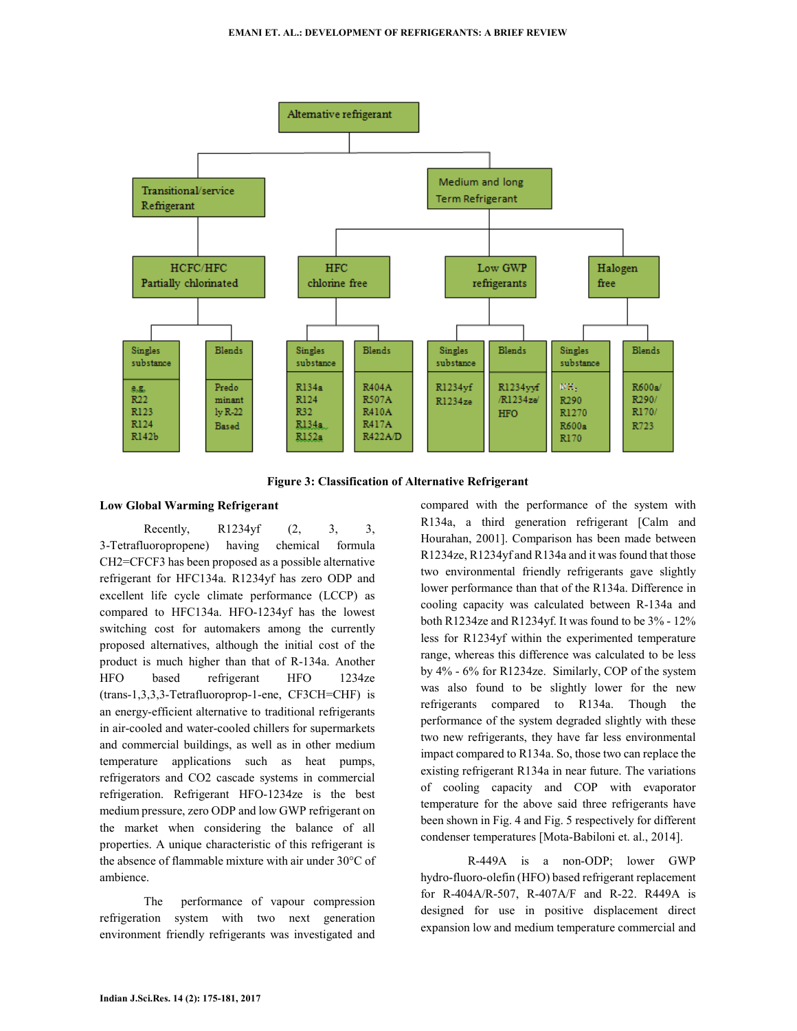Figure 3: Classification of Alternative Refrigerant

**Low Global Warming Refrigerant**

Recently, R1234yf (2, 3, 3, 3-Tetrafluoropropene) having chemical formula $CH_2=CFCF_3$ has been proposed as a possible alternative refrigerant for HFC134a. R1234yf has zero ODP and excellent life cycle climate performance (LCCP) as compared to HFC134a. HFO-1234yf has the lowest switching cost for automakers among the currently proposed alternatives, although the initial cost of the product is much higher than that of R-134a. Another HFO based refrigerant HFO 1234ze (trans-1,3,3,3-Tetrafluoroprop-1-ene, $CF_3CH=CHF$) is an energy-efficient alternative to traditional refrigerants in air-cooled and water-cooled chillers for supermarkets and commercial buildings, as well as in other medium temperature applications such as heat pumps, refrigerators and $CO_2$ cascade systems in commercial refrigeration. Refrigerant HFO-1234ze is the best medium pressure, zero ODP and low GWP refrigerant on the market when considering the balance of all properties. A unique characteristic of this refrigerant is the absence of flammable mixture with air under 30°C of ambience.

The performance of vapour compression refrigeration system with two next generation environment friendly refrigerants was investigated and compared with the performance of the system with R134a, a third generation refrigerant [Calm and Hourahan, 2001]. Comparison has been made between R1234ze, R1234yf and R134a and it was found that those two environmental friendly refrigerants gave slightly lower performance than that of the R134a. Difference in cooling capacity was calculated between R-134a and both R1234ze and R1234yf. It was found to be 3% - 12% less for R1234yf within the experimented temperature range, whereas this difference was calculated to be less by 4% - 6% for R1234ze. Similarly, COP of the system was also found to be slightly lower for the new refrigerants compared to R134a. Though the performance of the system degraded slightly with these two new refrigerants, they have far less environmental impact compared to R134a. So, those two can replace the existing refrigerant R134a in near future. The variations of cooling capacity and COP with evaporator temperature for the above said three refrigerants have been shown in Fig. 4 and Fig. 5 respectively for different condenser temperatures [Mota-Babiloni et. al., 2014].

R-449A is a non-ODP; lower GWP hydro-fluoro-olefin (HFO) based refrigerant replacement for R-404A/R-507, R-407A/F and R-22. R449A is designed for use in positive displacement direct expansion low and medium temperature commercial and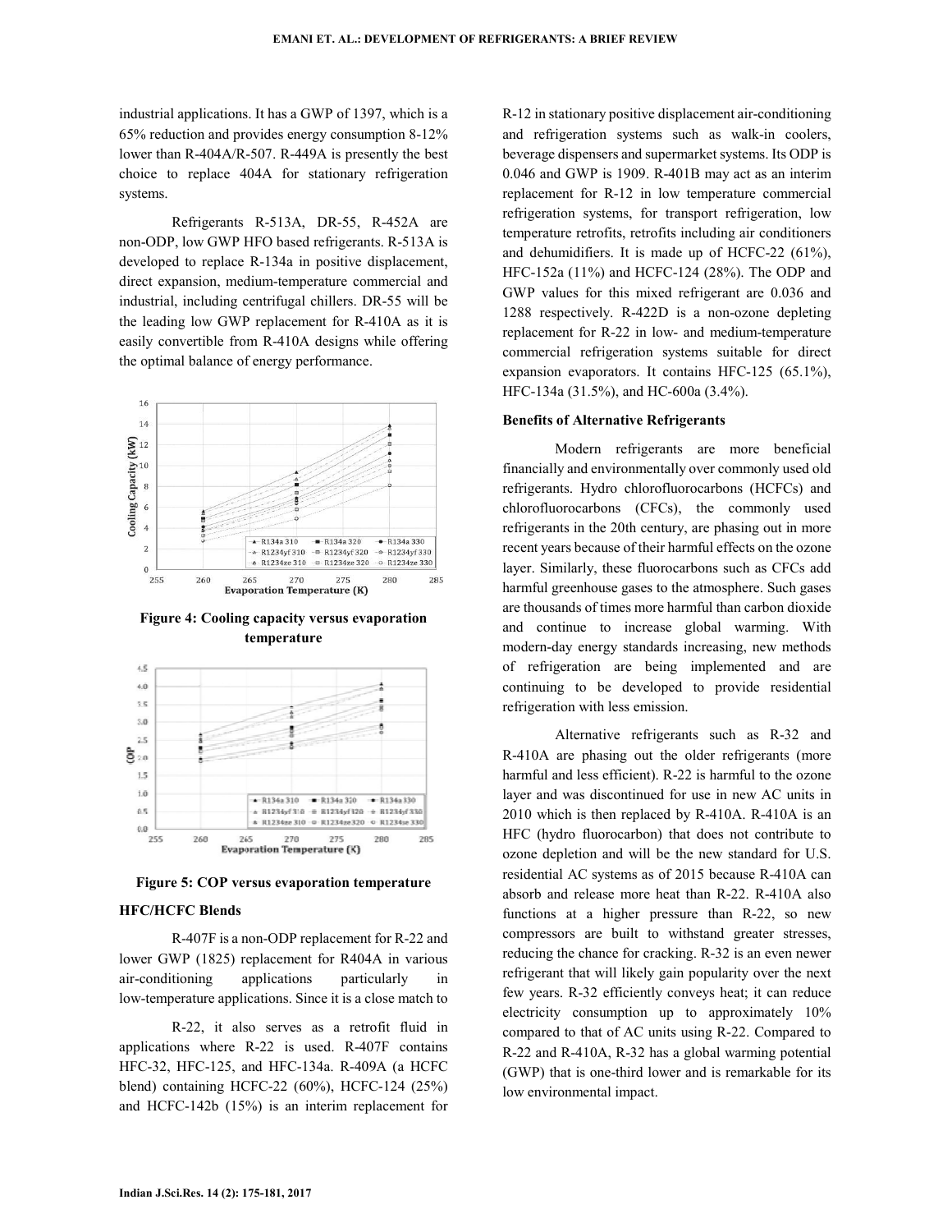industrial applications. It has a GWP of 1397, which is a 65% reduction and provides energy consumption 8-12% lower than R-404A/R-507. R-449A is presently the best choice to replace 404A for stationary refrigeration systems.

Refrigerants R-513A, DR-55, R-452A are non-ODP, low GWP HFO based refrigerants. R-513A is developed to replace R-134a in positive displacement, direct expansion, medium-temperature commercial and industrial, including centrifugal chillers. DR-55 will be the leading low GWP replacement for R-410A as it is easily convertible from R-410A designs while offering the optimal balance of energy performance.

**Figure 4: Cooling capacity versus evaporation temperature**

**Figure 5: COP versus evaporation temperature**

### HFC/HCFC Blends

R-407F is a non-ODP replacement for R-22 and lower GWP (1825) replacement for R404A in various air-conditioning applications particularly in low-temperature applications. Since it is a close match to R-22, it also serves as a retrofit fluid in applications where R-22 is used. R-407F contains HFC-32, HFC-125, and HFC-134a. R-409A (a HCFC blend) containing HCFC-22 (60%), HCFC-124 (25%) and HCFC-142b (15%) is an interim replacement for R-12 in stationary positive displacement air-conditioning and refrigeration systems such as walk-in coolers, beverage dispensers and supermarket systems. Its ODP is 0.046 and GWP is 1909. R-401B may act as an interim replacement for R-12 in low temperature commercial refrigeration systems, for transport refrigeration, low temperature retrofits, retrofits including air conditioners and dehumidifiers. It is made up of HCFC-22 (61%), HFC-152a (11%) and HCFC-124 (28%). The ODP and GWP values for this mixed refrigerant are 0.036 and 1288 respectively. R-422D is a non-ozone depleting replacement for R-22 in low- and medium-temperature commercial refrigeration systems suitable for direct expansion evaporators. It contains HFC-125 (65.1%), HFC-134a (31.5%), and HC-600a (3.4%).

### Benefits of Alternative Refrigerants

Modern refrigerants are more beneficial financially and environmentally over commonly used old refrigerants. Hydro chlorofluorocarbons (HCFCs) and chlorofluorocarbons (CFCs), the commonly used refrigerants in the 20th century, are phasing out in more recent years because of their harmful effects on the ozone layer. Similarly, these fluorocarbons such as CFCs add harmful greenhouse gases to the atmosphere. Such gases are thousands of times more harmful than carbon dioxide and continue to increase global warming. With modern-day energy standards increasing, new methods of refrigeration are being implemented and are continuing to be developed to provide residential refrigeration with less emission.

Alternative refrigerants such as R-32 and R-410A are phasing out the older refrigerants (more harmful and less efficient). R-22 is harmful to the ozone layer and was discontinued for use in new AC units in 2010 which is then replaced by R-410A. R-410A is an HFC (hydro fluorocarbon) that does not contribute to ozone depletion and will be the new standard for U.S. residential AC systems as of 2015 because R-410A can absorb and release more heat than R-22. R-410A also functions at a higher pressure than R-22, so new compressors are built to withstand greater stresses, reducing the chance for cracking. R-32 is an even newer refrigerant that will likely gain popularity over the next few years. R-32 efficiently conveys heat; it can reduce electricity consumption up to approximately 10% compared to that of AC units using R-22. Compared to R-22 and R-410A, R-32 has a global warming potential (GWP) that is one-third lower and is remarkable for its low environmental impact.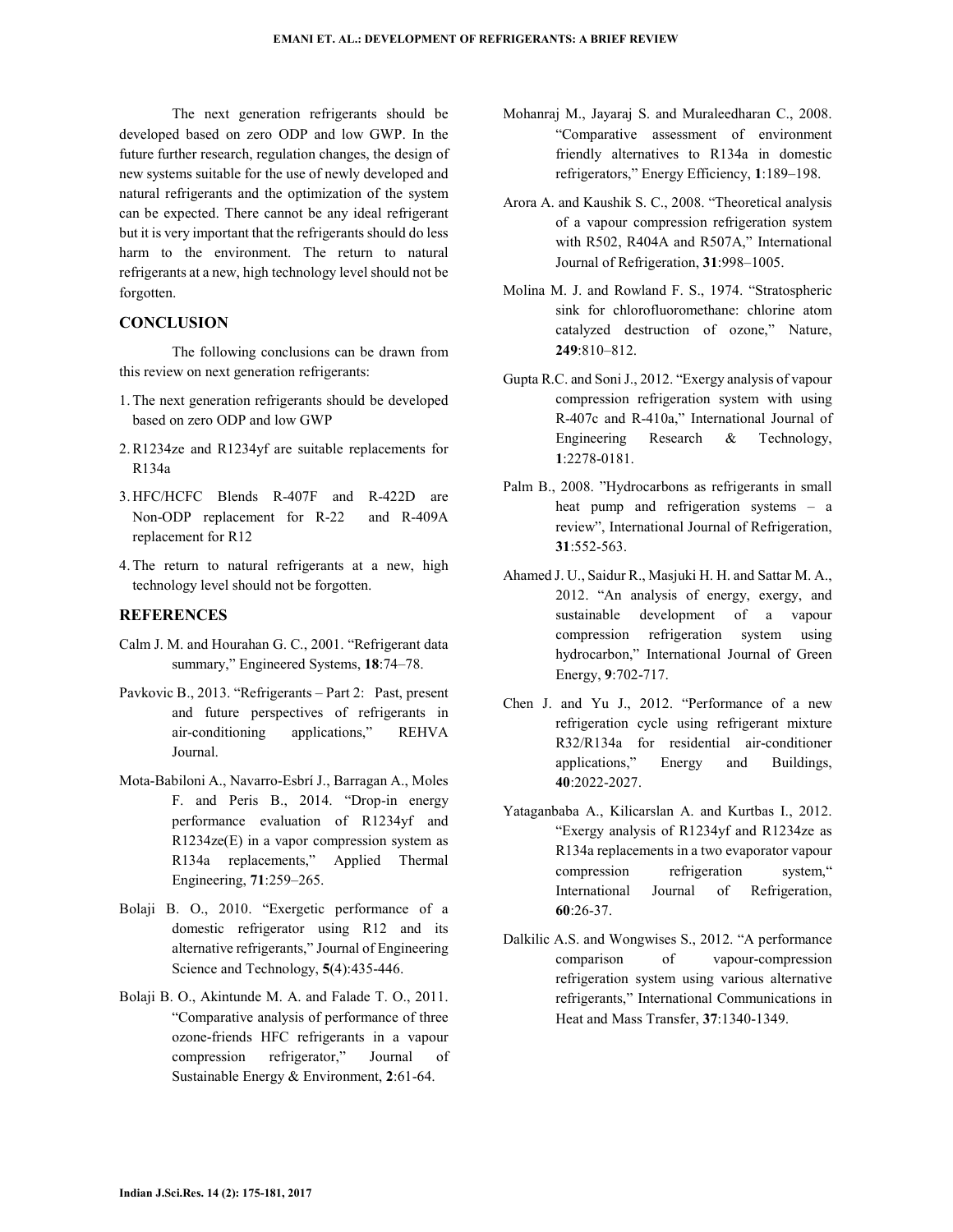The next generation refrigerants should be developed based on zero ODP and low GWP. In the future further research, regulation changes, the design of new systems suitable for the use of newly developed and natural refrigerants and the optimization of the system can be expected. There cannot be any ideal refrigerant but it is very important that the refrigerants should do less harm to the environment. The return to natural refrigerants at a new, high technology level should not be forgotten.

## CONCLUSION

The following conclusions can be drawn from this review on next generation refrigerants:

1. The next generation refrigerants should be developed based on zero ODP and low GWP
2. R1234ze and R1234yf are suitable replacements for R134a
3. HFC/HCFC Blends R-407F and R-422D are Non-ODP replacement for R-22 and R-409A replacement for R12
4. The return to natural refrigerants at a new, high technology level should not be forgotten.

## REFERENCES

Calm J. M. and Hourahan G. C., 2001. "Refrigerant data summary," Engineered Systems, **18**:74–78.

Pavkovic B., 2013. "Refrigerants – Part 2: Past, present and future perspectives of refrigerants in air-conditioning applications," REHVA Journal.

Mota-Babiloni A., Navarro-Esbrí J., Barragan A., Moles F. and Peris B., 2014. "Drop-in energy performance evaluation of R1234yf and R1234ze(E) in a vapor compression system as R134a replacements," Applied Thermal Engineering, **71**:259–265.

Bolaji B. O., 2010. "Exergetic performance of a domestic refrigerator using R12 and its alternative refrigerants," Journal of Engineering Science and Technology, **5**(4):435-446.

Bolaji B. O., Akintunde M. A. and Falade T. O., 2011. "Comparative analysis of performance of three ozone-friends HFC refrigerants in a vapour compression refrigerator," Journal of Sustainable Energy & Environment, **2**:61-64.

Mohanraj M., Jayaraj S. and Muraleedharan C., 2008. "Comparative assessment of environment friendly alternatives to R134a in domestic refrigerators," Energy Efficiency, **1**:189–198.

Arora A. and Kaushik S. C., 2008. "Theoretical analysis of a vapour compression refrigeration system with R502, R404A and R507A," International Journal of Refrigeration, **31**:998–1005.

Molina M. J. and Rowland F. S., 1974. "Stratospheric sink for chlorofluoromethane: chlorine atom catalyzed destruction of ozone," Nature, **249**:810–812.

Gupta R.C. and Soni J., 2012. "Exergy analysis of vapour compression refrigeration system with using R-407c and R-410a," International Journal of Engineering Research & Technology, **1**:2278-0181.

Palm B., 2008. "Hydrocarbons as refrigerants in small heat pump and refrigeration systems – a review", International Journal of Refrigeration, **31**:552-563.

Ahamed J. U., Saidur R., Masjuki H. H. and Sattar M. A., 2012. "An analysis of energy, exergy, and sustainable development of a vapour compression refrigeration system using hydrocarbon," International Journal of Green Energy, **9**:702-717.

Chen J. and Yu J., 2012. "Performance of a new refrigeration cycle using refrigerant mixture R32/R134a for residential air-conditioner applications," Energy and Buildings, **40**:2022-2027.

Yataganbaba A., Kilicarslan A. and Kurtbas I., 2012. "Exergy analysis of R1234yf and R1234ze as R134a replacements in a two evaporator vapour compression refrigeration system," International Journal of Refrigeration, **60**:26-37.

Dalkilic A.S. and Wongwises S., 2012. "A performance comparison of vapour-compression refrigeration system using various alternative refrigerants," International Communications in Heat and Mass Transfer, **37**:1340-1349.